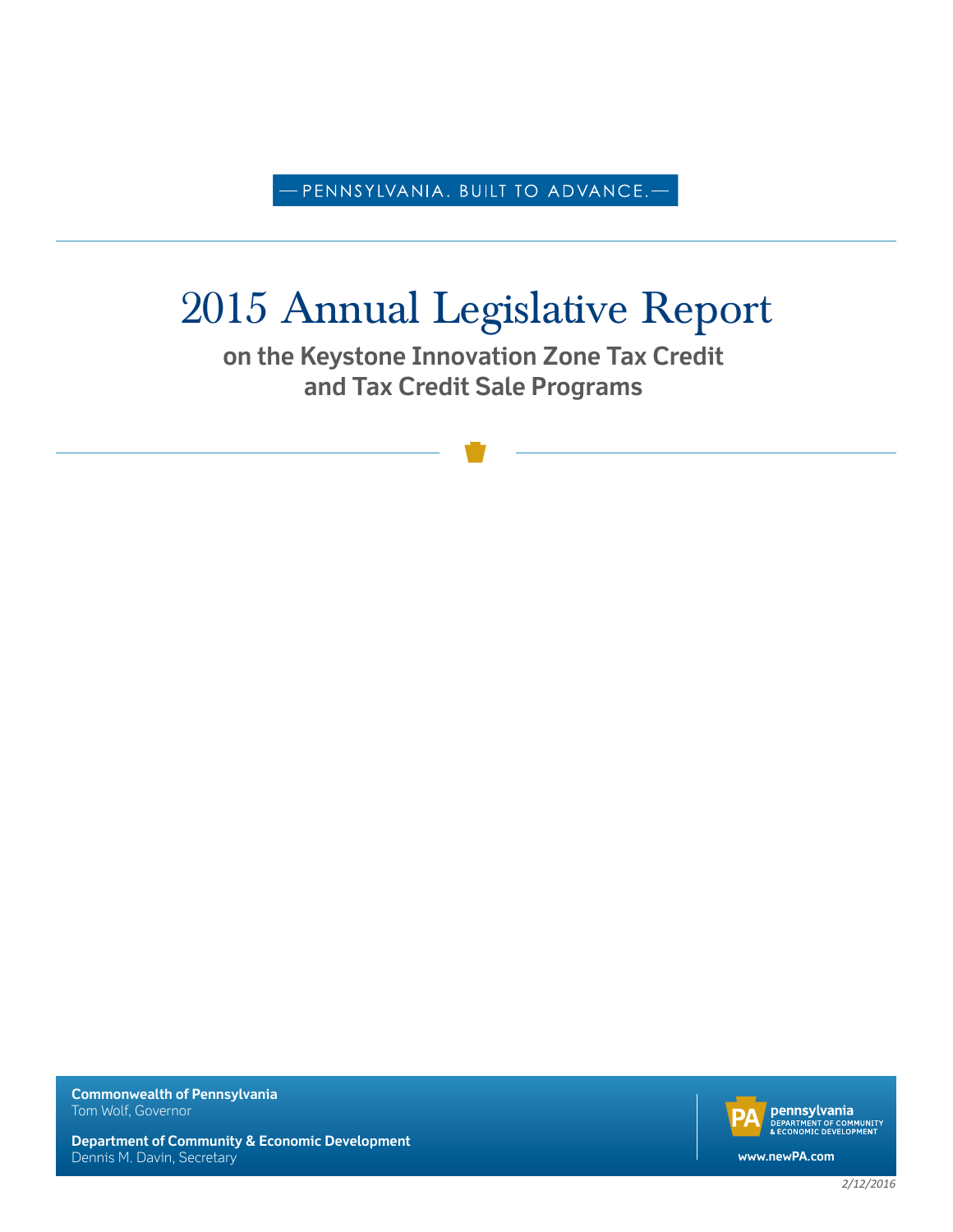— PENNSYLVANIA. BUILT TO ADVANCE. —

# 2015 Annual Legislative Report

## on the Keystone Innovation Zone Tax Credit and Tax Credit Sale Programs

**Commonwealth of Pennsylvania**
Tom Wolf, Governor

**Department of Community & Economic Development**
Dennis M. Davin, Secretary

pennsylvania
DEPARTMENT OF COMMUNITY & ECONOMIC DEVELOPMENT

www.newPA.com

*2/12/2016*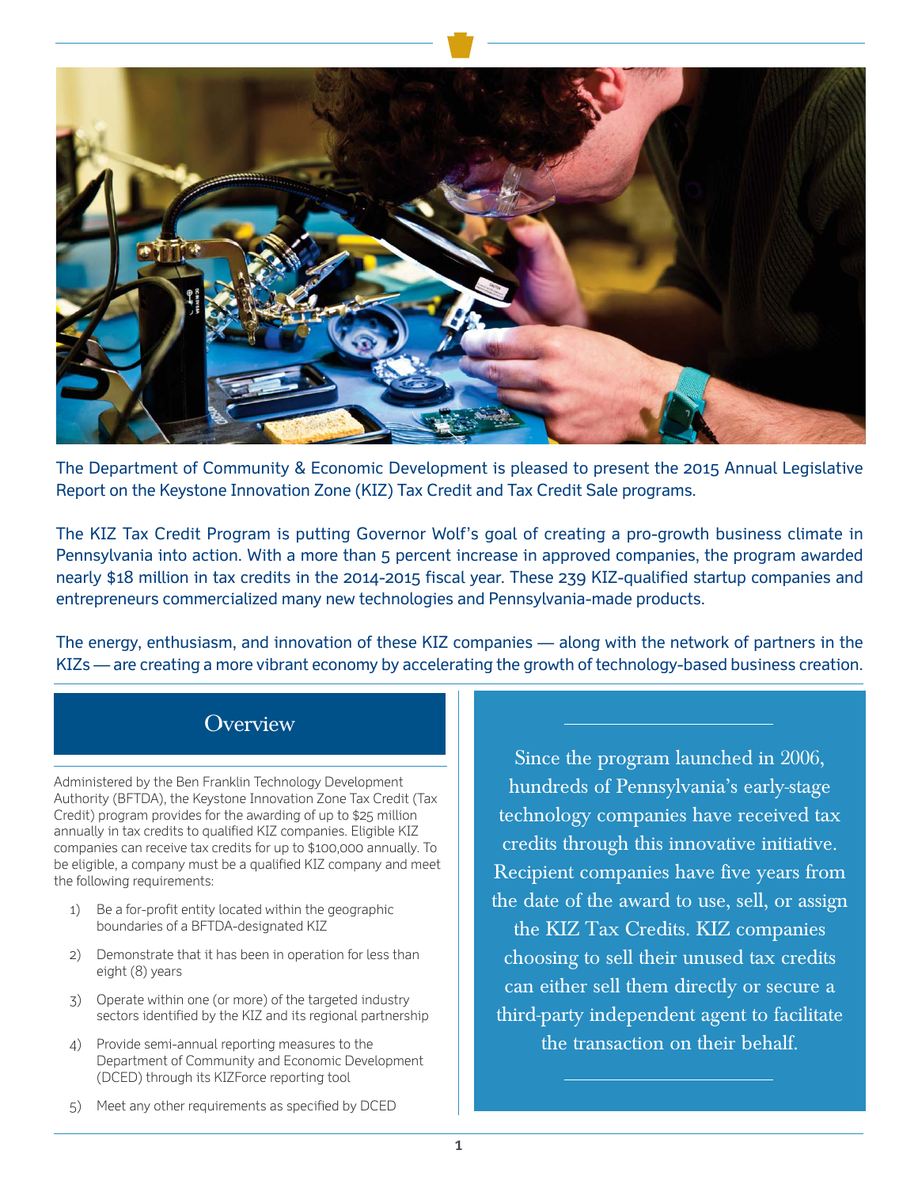The Department of Community & Economic Development is pleased to present the 2015 Annual Legislative Report on the Keystone Innovation Zone (KIZ) Tax Credit and Tax Credit Sale programs.

The KIZ Tax Credit Program is putting Governor Wolf's goal of creating a pro-growth business climate in Pennsylvania into action. With a more than 5 percent increase in approved companies, the program awarded nearly $18 million in tax credits in the 2014-2015 fiscal year. These 239 KIZ-qualified startup companies and entrepreneurs commercialized many new technologies and Pennsylvania-made products.

The energy, enthusiasm, and innovation of these KIZ companies — along with the network of partners in the KIZs — are creating a more vibrant economy by accelerating the growth of technology-based business creation.

## Overview

Administered by the Ben Franklin Technology Development Authority (BFTDA), the Keystone Innovation Zone Tax Credit (Tax Credit) program provides for the awarding of up to $25 million annually in tax credits to qualified KIZ companies. Eligible KIZ companies can receive tax credits for up to $100,000 annually. To be eligible, a company must be a qualified KIZ company and meet the following requirements:

1) Be a for-profit entity located within the geographic boundaries of a BFTDA-designated KIZ
2) Demonstrate that it has been in operation for less than eight (8) years
3) Operate within one (or more) of the targeted industry sectors identified by the KIZ and its regional partnership
4) Provide semi-annual reporting measures to the Department of Community and Economic Development (DCED) through its KIZForce reporting tool
5) Meet any other requirements as specified by DCED

Since the program launched in 2006, hundreds of Pennsylvania's early-stage technology companies have received tax credits through this innovative initiative. Recipient companies have five years from the date of the award to use, sell, or assign the KIZ Tax Credits. KIZ companies choosing to sell their unused tax credits can either sell them directly or secure a third-party independent agent to facilitate the transaction on their behalf.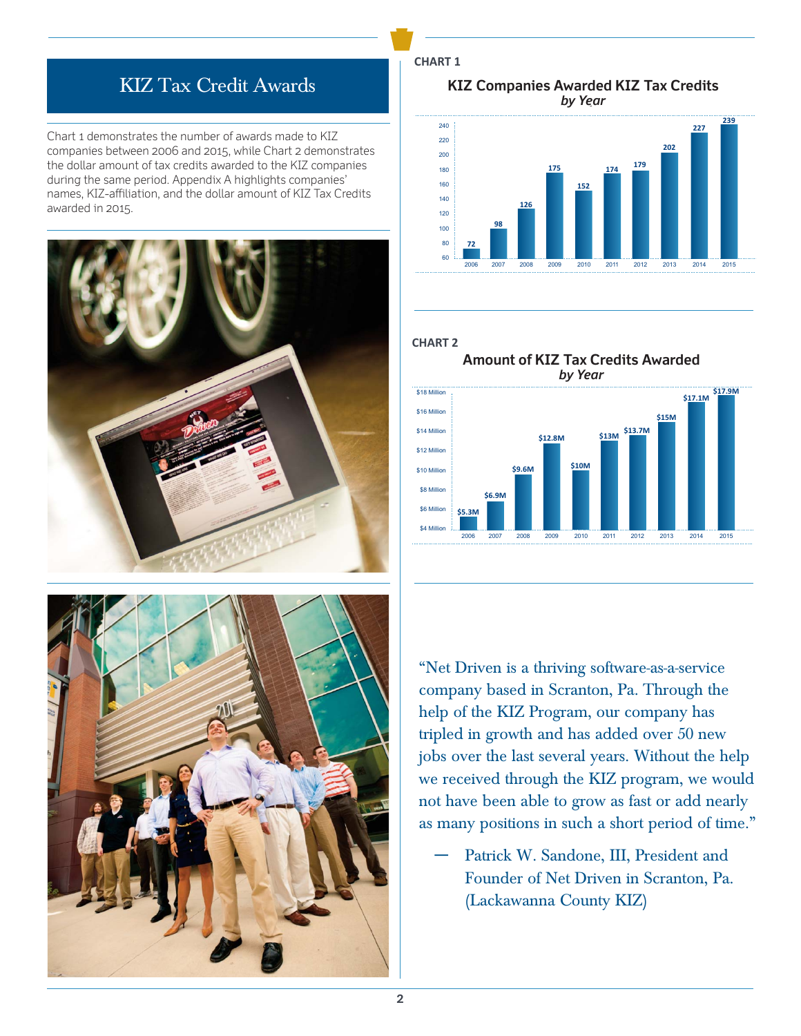# KIZ Tax Credit Awards

Chart 1 demonstrates the number of awards made to KIZ companies between 2006 and 2015, while Chart 2 demonstrates the dollar amount of tax credits awarded to the KIZ companies during the same period. Appendix A highlights companies' names, KIZ-affiliation, and the dollar amount of KIZ Tax Credits awarded in 2015.

**CHART 1**

**KIZ Companies Awarded KIZ Tax Credits**
*by Year*

| Year | Companies |
|---|---|
| 2006 | 72 |
| 2007 | 98 |
| 2008 | 126 |
| 2009 | 175 |
| 2010 | 152 |
| 2011 | 174 |
| 2012 | 179 |
| 2013 | 202 |
| 2014 | 227 |
| 2015 | 239 |

**CHART 2**

**Amount of KIZ Tax Credits Awarded**
*by Year*

| Year | Amount |
|---|---|
| 2006 | $5.3M |
| 2007 | $6.9M |
| 2008 | $9.6M |
| 2009 | $12.8M |
| 2010 | $10M |
| 2011 | $13M |
| 2012 | $13.7M |
| 2013 | $15M |
| 2014 | $17.1M |
| 2015 | $17.9M |

"Net Driven is a thriving software-as-a-service company based in Scranton, Pa. Through the help of the KIZ Program, our company has tripled in growth and has added over 50 new jobs over the last several years. Without the help we received through the KIZ program, we would not have been able to grow as fast or add nearly as many positions in such a short period of time."

— Patrick W. Sandone, III, President and Founder of Net Driven in Scranton, Pa. (Lackawanna County KIZ)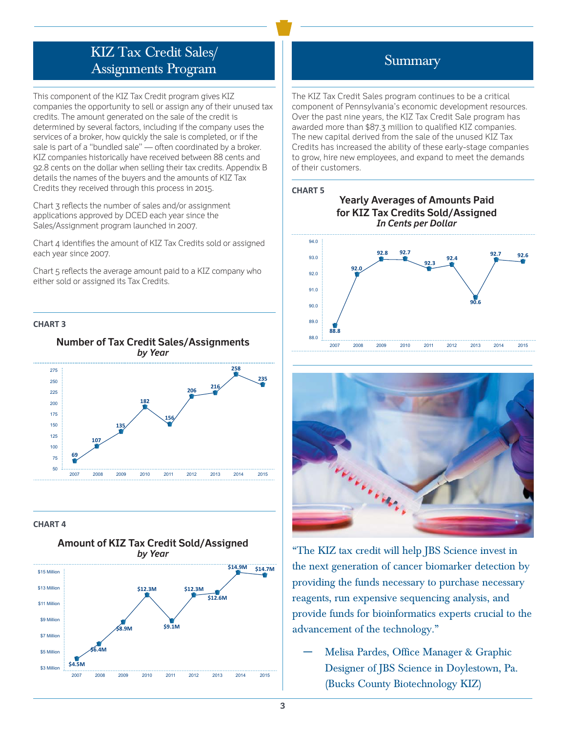## KIZ Tax Credit Sales/ Assignments Program

This component of the KIZ Tax Credit program gives KIZ companies the opportunity to sell or assign any of their unused tax credits. The amount generated on the sale of the credit is determined by several factors, including if the company uses the services of a broker, how quickly the sale is completed, or if the sale is part of a "bundled sale" — often coordinated by a broker. KIZ companies historically have received between 88 cents and 92.8 cents on the dollar when selling their tax credits. Appendix B details the names of the buyers and the amounts of KIZ Tax Credits they received through this process in 2015.

Chart 3 reflects the number of sales and/or assignment applications approved by DCED each year since the Sales/Assignment program launched in 2007.

Chart 4 identifies the amount of KIZ Tax Credits sold or assigned each year since 2007.

Chart 5 reflects the average amount paid to a KIZ company who either sold or assigned its Tax Credits.

**CHART 3**

**Number of Tax Credit Sales/Assignments**
***by Year***

| Year | Number |
|---|---|
| 2007 | 69 |
| 2008 | 107 |
| 2009 | 135 |
| 2010 | 182 |
| 2011 | 156 |
| 2012 | 206 |
| 2013 | 216 |
| 2014 | 258 |
| 2015 | 235 |

**CHART 4**

**Amount of KIZ Tax Credit Sold/Assigned**
***by Year***

| Year | Amount |
|---|---|
| 2007 | $4.5M |
| 2008 | $6.4M |
| 2009 | $8.9M |
| 2010 | $12.3M |
| 2011 | $9.1M |
| 2012 | $12.3M |
| 2013 | $12.6M |
| 2014 | $14.9M |
| 2015 | $14.7M |

## Summary

The KIZ Tax Credit Sales program continues to be a critical component of Pennsylvania's economic development resources. Over the past nine years, the KIZ Tax Credit Sale program has awarded more than $87.3 million to qualified KIZ companies. The new capital derived from the sale of the unused KIZ Tax Credits has increased the ability of these early-stage companies to grow, hire new employees, and expand to meet the demands of their customers.

**CHART 5**

**Yearly Averages of Amounts Paid for KIZ Tax Credits Sold/Assigned**
***In Cents per Dollar***

| Year | Cents per Dollar |
|---|---|
| 2007 | 88.8 |
| 2008 | 92.0 |
| 2009 | 92.8 |
| 2010 | 92.7 |
| 2011 | 92.3 |
| 2012 | 92.4 |
| 2013 | 90.6 |
| 2014 | 92.7 |
| 2015 | 92.6 |

"The KIZ tax credit will help JBS Science invest in the next generation of cancer biomarker detection by providing the funds necessary to purchase necessary reagents, run expensive sequencing analysis, and provide funds for bioinformatics experts crucial to the advancement of the technology."

— Melisa Pardes, Office Manager & Graphic Designer of JBS Science in Doylestown, Pa. (Bucks County Biotechnology KIZ)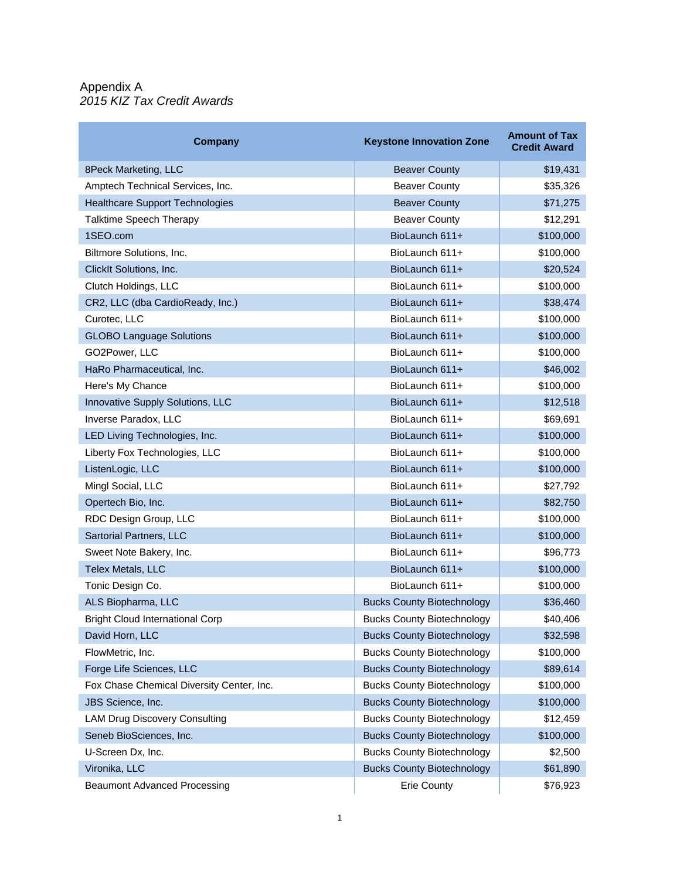Appendix A

*2015 KIZ Tax Credit Awards*

| Company | Keystone Innovation Zone | Amount of Tax Credit Award |
|---|---|---|
| 8Peck Marketing, LLC | Beaver County | $19,431 |
| Amptech Technical Services, Inc. | Beaver County | $35,326 |
| Healthcare Support Technologies | Beaver County | $71,275 |
| Talktime Speech Therapy | Beaver County | $12,291 |
| 1SEO.com | BioLaunch 611+ | $100,000 |
| Biltmore Solutions, Inc. | BioLaunch 611+ | $100,000 |
| ClickIt Solutions, Inc. | BioLaunch 611+ | $20,524 |
| Clutch Holdings, LLC | BioLaunch 611+ | $100,000 |
| CR2, LLC (dba CardioReady, Inc.) | BioLaunch 611+ | $38,474 |
| Curotec, LLC | BioLaunch 611+ | $100,000 |
| GLOBO Language Solutions | BioLaunch 611+ | $100,000 |
| GO2Power, LLC | BioLaunch 611+ | $100,000 |
| HaRo Pharmaceutical, Inc. | BioLaunch 611+ | $46,002 |
| Here's My Chance | BioLaunch 611+ | $100,000 |
| Innovative Supply Solutions, LLC | BioLaunch 611+ | $12,518 |
| Inverse Paradox, LLC | BioLaunch 611+ | $69,691 |
| LED Living Technologies, Inc. | BioLaunch 611+ | $100,000 |
| Liberty Fox Technologies, LLC | BioLaunch 611+ | $100,000 |
| ListenLogic, LLC | BioLaunch 611+ | $100,000 |
| Mingl Social, LLC | BioLaunch 611+ | $27,792 |
| Opertech Bio, Inc. | BioLaunch 611+ | $82,750 |
| RDC Design Group, LLC | BioLaunch 611+ | $100,000 |
| Sartorial Partners, LLC | BioLaunch 611+ | $100,000 |
| Sweet Note Bakery, Inc. | BioLaunch 611+ | $96,773 |
| Telex Metals, LLC | BioLaunch 611+ | $100,000 |
| Tonic Design Co. | BioLaunch 611+ | $100,000 |
| ALS Biopharma, LLC | Bucks County Biotechnology | $36,460 |
| Bright Cloud International Corp | Bucks County Biotechnology | $40,406 |
| David Horn, LLC | Bucks County Biotechnology | $32,598 |
| FlowMetric, Inc. | Bucks County Biotechnology | $100,000 |
| Forge Life Sciences, LLC | Bucks County Biotechnology | $89,614 |
| Fox Chase Chemical Diversity Center, Inc. | Bucks County Biotechnology | $100,000 |
| JBS Science, Inc. | Bucks County Biotechnology | $100,000 |
| LAM Drug Discovery Consulting | Bucks County Biotechnology | $12,459 |
| Seneb BioSciences, Inc. | Bucks County Biotechnology | $100,000 |
| U-Screen Dx, Inc. | Bucks County Biotechnology | $2,500 |
| Vironika, LLC | Bucks County Biotechnology | $61,890 |
| Beaumont Advanced Processing | Erie County | $76,923 |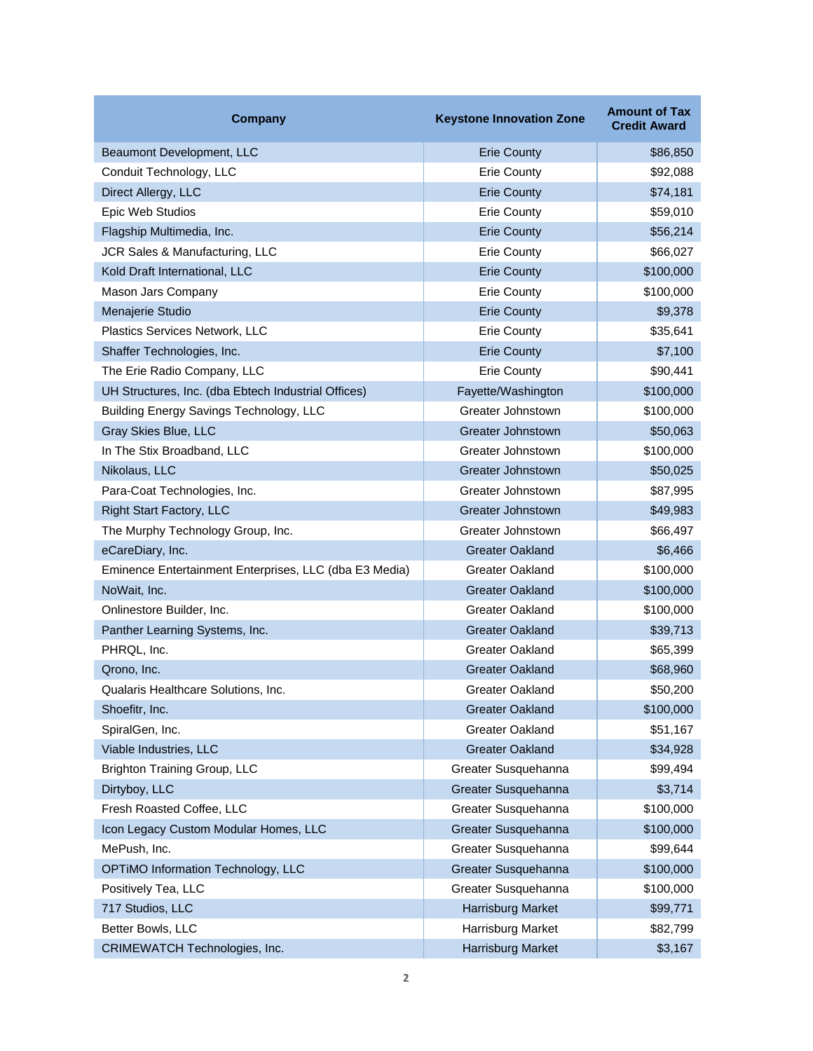| Company | Keystone Innovation Zone | Amount of Tax Credit Award |
|---|---|---|
| Beaumont Development, LLC | Erie County | $86,850 |
| Conduit Technology, LLC | Erie County | $92,088 |
| Direct Allergy, LLC | Erie County | $74,181 |
| Epic Web Studios | Erie County | $59,010 |
| Flagship Multimedia, Inc. | Erie County | $56,214 |
| JCR Sales & Manufacturing, LLC | Erie County | $66,027 |
| Kold Draft International, LLC | Erie County | $100,000 |
| Mason Jars Company | Erie County | $100,000 |
| Menajerie Studio | Erie County | $9,378 |
| Plastics Services Network, LLC | Erie County | $35,641 |
| Shaffer Technologies, Inc. | Erie County | $7,100 |
| The Erie Radio Company, LLC | Erie County | $90,441 |
| UH Structures, Inc. (dba Ebtech Industrial Offices) | Fayette/Washington | $100,000 |
| Building Energy Savings Technology, LLC | Greater Johnstown | $100,000 |
| Gray Skies Blue, LLC | Greater Johnstown | $50,063 |
| In The Stix Broadband, LLC | Greater Johnstown | $100,000 |
| Nikolaus, LLC | Greater Johnstown | $50,025 |
| Para-Coat Technologies, Inc. | Greater Johnstown | $87,995 |
| Right Start Factory, LLC | Greater Johnstown | $49,983 |
| The Murphy Technology Group, Inc. | Greater Johnstown | $66,497 |
| eCareDiary, Inc. | Greater Oakland | $6,466 |
| Eminence Entertainment Enterprises, LLC (dba E3 Media) | Greater Oakland | $100,000 |
| NoWait, Inc. | Greater Oakland | $100,000 |
| Onlinestore Builder, Inc. | Greater Oakland | $100,000 |
| Panther Learning Systems, Inc. | Greater Oakland | $39,713 |
| PHRQL, Inc. | Greater Oakland | $65,399 |
| Qrono, Inc. | Greater Oakland | $68,960 |
| Qualaris Healthcare Solutions, Inc. | Greater Oakland | $50,200 |
| Shoefitr, Inc. | Greater Oakland | $100,000 |
| SpiralGen, Inc. | Greater Oakland | $51,167 |
| Viable Industries, LLC | Greater Oakland | $34,928 |
| Brighton Training Group, LLC | Greater Susquehanna | $99,494 |
| Dirtyboy, LLC | Greater Susquehanna | $3,714 |
| Fresh Roasted Coffee, LLC | Greater Susquehanna | $100,000 |
| Icon Legacy Custom Modular Homes, LLC | Greater Susquehanna | $100,000 |
| MePush, Inc. | Greater Susquehanna | $99,644 |
| OPTiMO Information Technology, LLC | Greater Susquehanna | $100,000 |
| Positively Tea, LLC | Greater Susquehanna | $100,000 |
| 717 Studios, LLC | Harrisburg Market | $99,771 |
| Better Bowls, LLC | Harrisburg Market | $82,799 |
| CRIMEWATCH Technologies, Inc. | Harrisburg Market | $3,167 |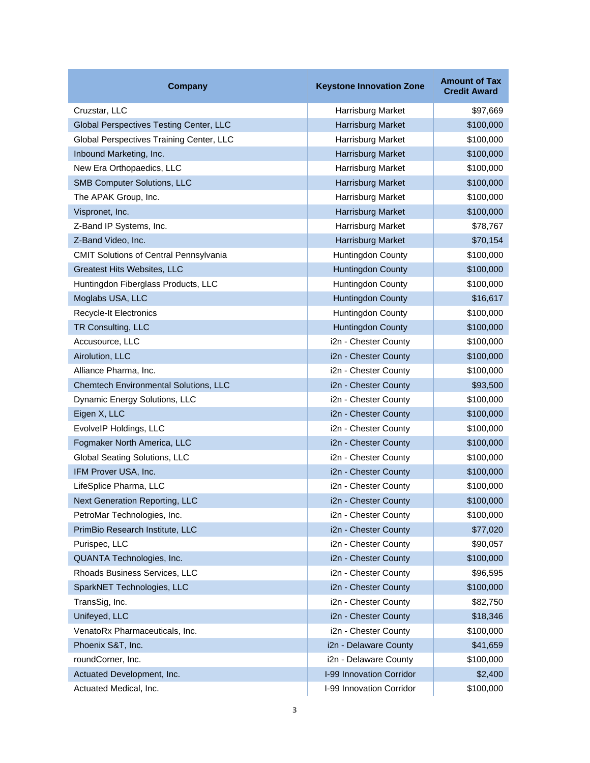| Company | Keystone Innovation Zone | Amount of Tax Credit Award |
|---|---|---|
| Cruzstar, LLC | Harrisburg Market | $97,669 |
| Global Perspectives Testing Center, LLC | Harrisburg Market | $100,000 |
| Global Perspectives Training Center, LLC | Harrisburg Market | $100,000 |
| Inbound Marketing, Inc. | Harrisburg Market | $100,000 |
| New Era Orthopaedics, LLC | Harrisburg Market | $100,000 |
| SMB Computer Solutions, LLC | Harrisburg Market | $100,000 |
| The APAK Group, Inc. | Harrisburg Market | $100,000 |
| Vispronet, Inc. | Harrisburg Market | $100,000 |
| Z-Band IP Systems, Inc. | Harrisburg Market | $78,767 |
| Z-Band Video, Inc. | Harrisburg Market | $70,154 |
| CMIT Solutions of Central Pennsylvania | Huntingdon County | $100,000 |
| Greatest Hits Websites, LLC | Huntingdon County | $100,000 |
| Huntingdon Fiberglass Products, LLC | Huntingdon County | $100,000 |
| Moglabs USA, LLC | Huntingdon County | $16,617 |
| Recycle-It Electronics | Huntingdon County | $100,000 |
| TR Consulting, LLC | Huntingdon County | $100,000 |
| Accusource, LLC | i2n - Chester County | $100,000 |
| Airolution, LLC | i2n - Chester County | $100,000 |
| Alliance Pharma, Inc. | i2n - Chester County | $100,000 |
| Chemtech Environmental Solutions, LLC | i2n - Chester County | $93,500 |
| Dynamic Energy Solutions, LLC | i2n - Chester County | $100,000 |
| Eigen X, LLC | i2n - Chester County | $100,000 |
| EvolveIP Holdings, LLC | i2n - Chester County | $100,000 |
| Fogmaker North America, LLC | i2n - Chester County | $100,000 |
| Global Seating Solutions, LLC | i2n - Chester County | $100,000 |
| IFM Prover USA, Inc. | i2n - Chester County | $100,000 |
| LifeSplice Pharma, LLC | i2n - Chester County | $100,000 |
| Next Generation Reporting, LLC | i2n - Chester County | $100,000 |
| PetroMar Technologies, Inc. | i2n - Chester County | $100,000 |
| PrimBio Research Institute, LLC | i2n - Chester County | $77,020 |
| Purispec, LLC | i2n - Chester County | $90,057 |
| QUANTA Technologies, Inc. | i2n - Chester County | $100,000 |
| Rhoads Business Services, LLC | i2n - Chester County | $96,595 |
| SparkNET Technologies, LLC | i2n - Chester County | $100,000 |
| TransSig, Inc. | i2n - Chester County | $82,750 |
| Unifeyed, LLC | i2n - Chester County | $18,346 |
| VenatoRx Pharmaceuticals, Inc. | i2n - Chester County | $100,000 |
| Phoenix S&T, Inc. | i2n - Delaware County | $41,659 |
| roundCorner, Inc. | i2n - Delaware County | $100,000 |
| Actuated Development, Inc. | I-99 Innovation Corridor | $2,400 |
| Actuated Medical, Inc. | I-99 Innovation Corridor | $100,000 |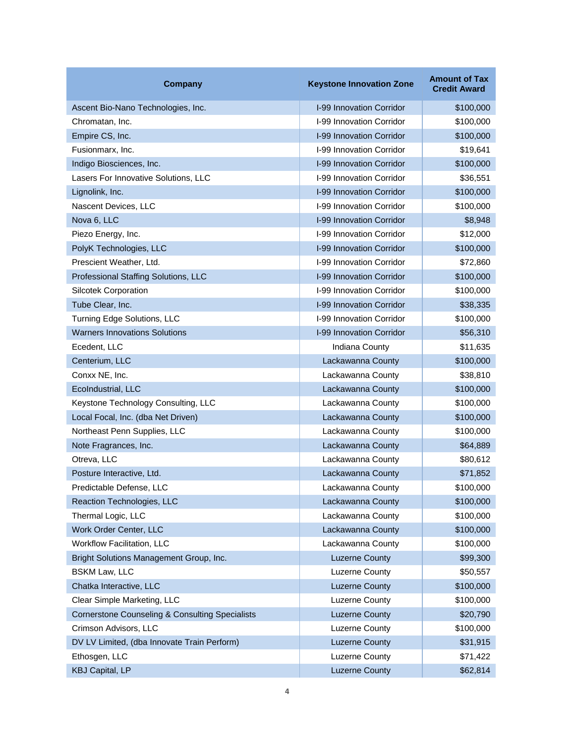| Company | Keystone Innovation Zone | Amount of Tax Credit Award |
|---|---|---|
| Ascent Bio-Nano Technologies, Inc. | I-99 Innovation Corridor | $100,000 |
| Chromatan, Inc. | I-99 Innovation Corridor | $100,000 |
| Empire CS, Inc. | I-99 Innovation Corridor | $100,000 |
| Fusionmarx, Inc. | I-99 Innovation Corridor | $19,641 |
| Indigo Biosciences, Inc. | I-99 Innovation Corridor | $100,000 |
| Lasers For Innovative Solutions, LLC | I-99 Innovation Corridor | $36,551 |
| Lignolink, Inc. | I-99 Innovation Corridor | $100,000 |
| Nascent Devices, LLC | I-99 Innovation Corridor | $100,000 |
| Nova 6, LLC | I-99 Innovation Corridor | $8,948 |
| Piezo Energy, Inc. | I-99 Innovation Corridor | $12,000 |
| PolyK Technologies, LLC | I-99 Innovation Corridor | $100,000 |
| Prescient Weather, Ltd. | I-99 Innovation Corridor | $72,860 |
| Professional Staffing Solutions, LLC | I-99 Innovation Corridor | $100,000 |
| Silcotek Corporation | I-99 Innovation Corridor | $100,000 |
| Tube Clear, Inc. | I-99 Innovation Corridor | $38,335 |
| Turning Edge Solutions, LLC | I-99 Innovation Corridor | $100,000 |
| Warners Innovations Solutions | I-99 Innovation Corridor | $56,310 |
| Ecedent, LLC | Indiana County | $11,635 |
| Centerium, LLC | Lackawanna County | $100,000 |
| Conxx NE, Inc. | Lackawanna County | $38,810 |
| EcoIndustrial, LLC | Lackawanna County | $100,000 |
| Keystone Technology Consulting, LLC | Lackawanna County | $100,000 |
| Local Focal, Inc. (dba Net Driven) | Lackawanna County | $100,000 |
| Northeast Penn Supplies, LLC | Lackawanna County | $100,000 |
| Note Fragrances, Inc. | Lackawanna County | $64,889 |
| Otreva, LLC | Lackawanna County | $80,612 |
| Posture Interactive, Ltd. | Lackawanna County | $71,852 |
| Predictable Defense, LLC | Lackawanna County | $100,000 |
| Reaction Technologies, LLC | Lackawanna County | $100,000 |
| Thermal Logic, LLC | Lackawanna County | $100,000 |
| Work Order Center, LLC | Lackawanna County | $100,000 |
| Workflow Facilitation, LLC | Lackawanna County | $100,000 |
| Bright Solutions Management Group, Inc. | Luzerne County | $99,300 |
| BSKM Law, LLC | Luzerne County | $50,557 |
| Chatka Interactive, LLC | Luzerne County | $100,000 |
| Clear Simple Marketing, LLC | Luzerne County | $100,000 |
| Cornerstone Counseling & Consulting Specialists | Luzerne County | $20,790 |
| Crimson Advisors, LLC | Luzerne County | $100,000 |
| DV LV Limited, (dba Innovate Train Perform) | Luzerne County | $31,915 |
| Ethosgen, LLC | Luzerne County | $71,422 |
| KBJ Capital, LP | Luzerne County | $62,814 |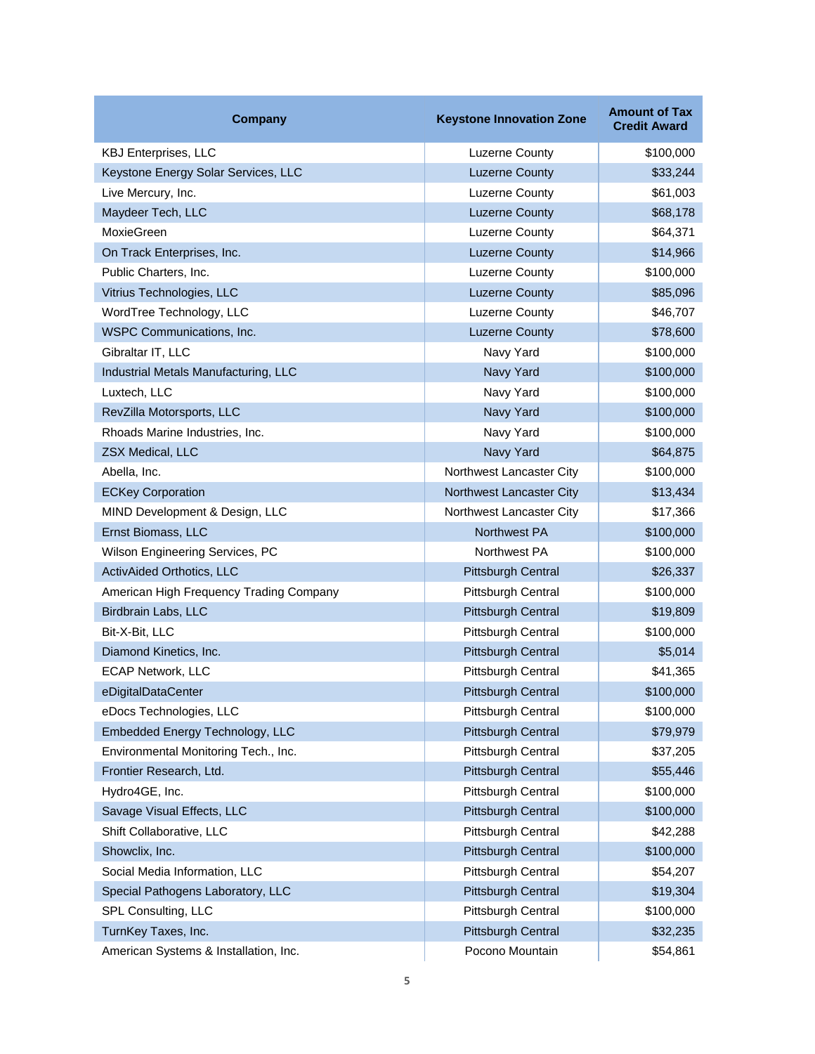| Company | Keystone Innovation Zone | Amount of Tax Credit Award |
|---|---|---|
| KBJ Enterprises, LLC | Luzerne County | $100,000 |
| Keystone Energy Solar Services, LLC | Luzerne County | $33,244 |
| Live Mercury, Inc. | Luzerne County | $61,003 |
| Maydeer Tech, LLC | Luzerne County | $68,178 |
| MoxieGreen | Luzerne County | $64,371 |
| On Track Enterprises, Inc. | Luzerne County | $14,966 |
| Public Charters, Inc. | Luzerne County | $100,000 |
| Vitrius Technologies, LLC | Luzerne County | $85,096 |
| WordTree Technology, LLC | Luzerne County | $46,707 |
| WSPC Communications, Inc. | Luzerne County | $78,600 |
| Gibraltar IT, LLC | Navy Yard | $100,000 |
| Industrial Metals Manufacturing, LLC | Navy Yard | $100,000 |
| Luxtech, LLC | Navy Yard | $100,000 |
| RevZilla Motorsports, LLC | Navy Yard | $100,000 |
| Rhoads Marine Industries, Inc. | Navy Yard | $100,000 |
| ZSX Medical, LLC | Navy Yard | $64,875 |
| Abella, Inc. | Northwest Lancaster City | $100,000 |
| ECKey Corporation | Northwest Lancaster City | $13,434 |
| MIND Development & Design, LLC | Northwest Lancaster City | $17,366 |
| Ernst Biomass, LLC | Northwest PA | $100,000 |
| Wilson Engineering Services, PC | Northwest PA | $100,000 |
| ActivAided Orthotics, LLC | Pittsburgh Central | $26,337 |
| American High Frequency Trading Company | Pittsburgh Central | $100,000 |
| Birdbrain Labs, LLC | Pittsburgh Central | $19,809 |
| Bit-X-Bit, LLC | Pittsburgh Central | $100,000 |
| Diamond Kinetics, Inc. | Pittsburgh Central | $5,014 |
| ECAP Network, LLC | Pittsburgh Central | $41,365 |
| eDigitalDataCenter | Pittsburgh Central | $100,000 |
| eDocs Technologies, LLC | Pittsburgh Central | $100,000 |
| Embedded Energy Technology, LLC | Pittsburgh Central | $79,979 |
| Environmental Monitoring Tech., Inc. | Pittsburgh Central | $37,205 |
| Frontier Research, Ltd. | Pittsburgh Central | $55,446 |
| Hydro4GE, Inc. | Pittsburgh Central | $100,000 |
| Savage Visual Effects, LLC | Pittsburgh Central | $100,000 |
| Shift Collaborative, LLC | Pittsburgh Central | $42,288 |
| Showclix, Inc. | Pittsburgh Central | $100,000 |
| Social Media Information, LLC | Pittsburgh Central | $54,207 |
| Special Pathogens Laboratory, LLC | Pittsburgh Central | $19,304 |
| SPL Consulting, LLC | Pittsburgh Central | $100,000 |
| TurnKey Taxes, Inc. | Pittsburgh Central | $32,235 |
| American Systems & Installation, Inc. | Pocono Mountain | $54,861 |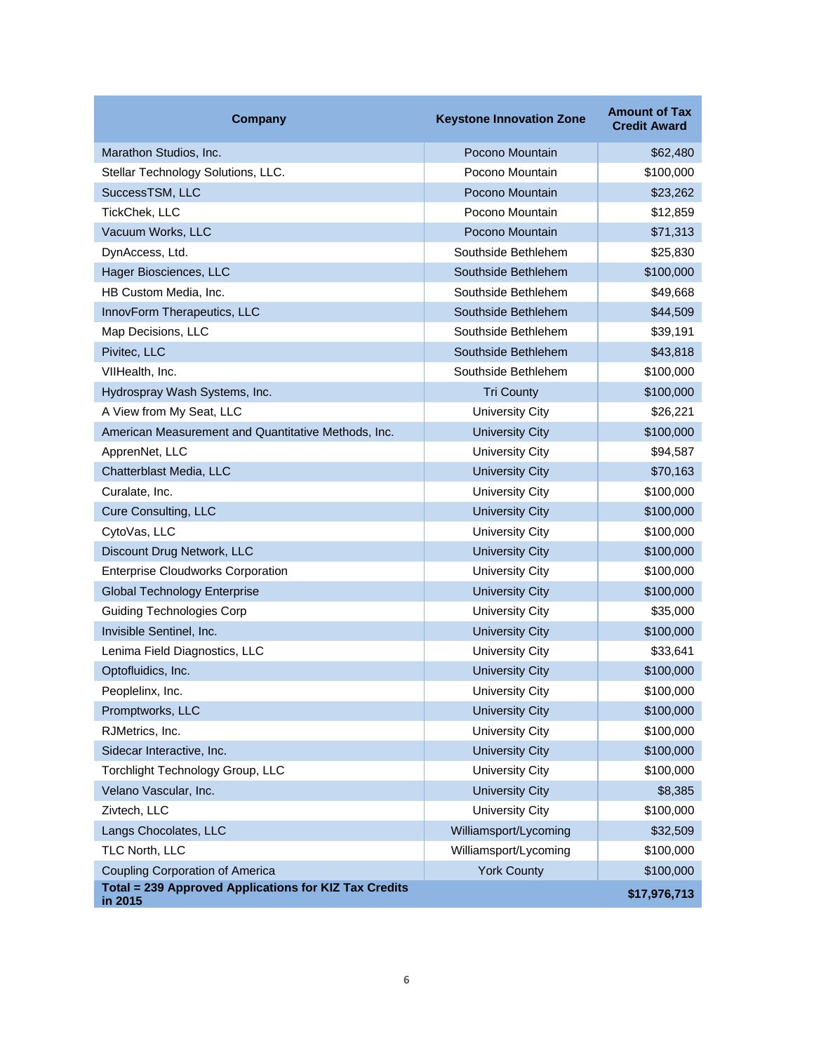| Company | Keystone Innovation Zone | Amount of Tax Credit Award |
|---|---|---|
| Marathon Studios, Inc. | Pocono Mountain | $62,480 |
| Stellar Technology Solutions, LLC. | Pocono Mountain | $100,000 |
| SuccessTSM, LLC | Pocono Mountain | $23,262 |
| TickChek, LLC | Pocono Mountain | $12,859 |
| Vacuum Works, LLC | Pocono Mountain | $71,313 |
| DynAccess, Ltd. | Southside Bethlehem | $25,830 |
| Hager Biosciences, LLC | Southside Bethlehem | $100,000 |
| HB Custom Media, Inc. | Southside Bethlehem | $49,668 |
| InnovForm Therapeutics, LLC | Southside Bethlehem | $44,509 |
| Map Decisions, LLC | Southside Bethlehem | $39,191 |
| Pivitec, LLC | Southside Bethlehem | $43,818 |
| VIIHealth, Inc. | Southside Bethlehem | $100,000 |
| Hydrospray Wash Systems, Inc. | Tri County | $100,000 |
| A View from My Seat, LLC | University City | $26,221 |
| American Measurement and Quantitative Methods, Inc. | University City | $100,000 |
| ApprenNet, LLC | University City | $94,587 |
| Chatterblast Media, LLC | University City | $70,163 |
| Curalate, Inc. | University City | $100,000 |
| Cure Consulting, LLC | University City | $100,000 |
| CytoVas, LLC | University City | $100,000 |
| Discount Drug Network, LLC | University City | $100,000 |
| Enterprise Cloudworks Corporation | University City | $100,000 |
| Global Technology Enterprise | University City | $100,000 |
| Guiding Technologies Corp | University City | $35,000 |
| Invisible Sentinel, Inc. | University City | $100,000 |
| Lenima Field Diagnostics, LLC | University City | $33,641 |
| Optofluidics, Inc. | University City | $100,000 |
| Peoplelinx, Inc. | University City | $100,000 |
| Promptworks, LLC | University City | $100,000 |
| RJMetrics, Inc. | University City | $100,000 |
| Sidecar Interactive, Inc. | University City | $100,000 |
| Torchlight Technology Group, LLC | University City | $100,000 |
| Velano Vascular, Inc. | University City | $8,385 |
| Zivtech, LLC | University City | $100,000 |
| Langs Chocolates, LLC | Williamsport/Lycoming | $32,509 |
| TLC North, LLC | Williamsport/Lycoming | $100,000 |
| Coupling Corporation of America | York County | $100,000 |
| **Total = 239 Approved Applications for KIZ Tax Credits in 2015** | | **$17,976,713** |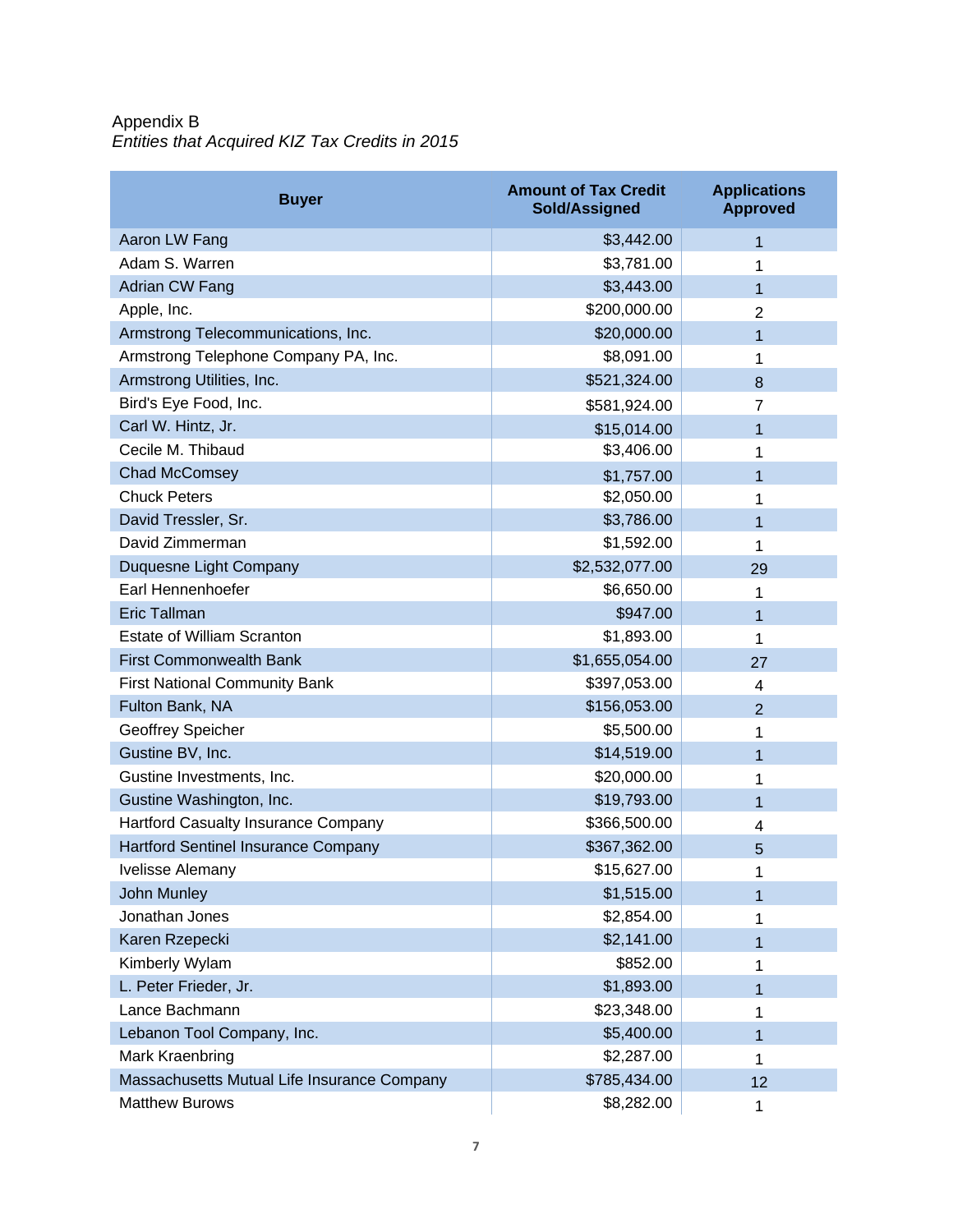Appendix B

*Entities that Acquired KIZ Tax Credits in 2015*

| Buyer | Amount of Tax Credit Sold/Assigned | Applications Approved |
|---|---:|:---:|
| Aaron LW Fang | $3,442.00 | 1 |
| Adam S. Warren | $3,781.00 | 1 |
| Adrian CW Fang | $3,443.00 | 1 |
| Apple, Inc. | $200,000.00 | 2 |
| Armstrong Telecommunications, Inc. | $20,000.00 | 1 |
| Armstrong Telephone Company PA, Inc. | $8,091.00 | 1 |
| Armstrong Utilities, Inc. | $521,324.00 | 8 |
| Bird's Eye Food, Inc. | $581,924.00 | 7 |
| Carl W. Hintz, Jr. | $15,014.00 | 1 |
| Cecile M. Thibaud | $3,406.00 | 1 |
| Chad McComsey | $1,757.00 | 1 |
| Chuck Peters | $2,050.00 | 1 |
| David Tressler, Sr. | $3,786.00 | 1 |
| David Zimmerman | $1,592.00 | 1 |
| Duquesne Light Company | $2,532,077.00 | 29 |
| Earl Hennenhoefer | $6,650.00 | 1 |
| Eric Tallman | $947.00 | 1 |
| Estate of William Scranton | $1,893.00 | 1 |
| First Commonwealth Bank | $1,655,054.00 | 27 |
| First National Community Bank | $397,053.00 | 4 |
| Fulton Bank, NA | $156,053.00 | 2 |
| Geoffrey Speicher | $5,500.00 | 1 |
| Gustine BV, Inc. | $14,519.00 | 1 |
| Gustine Investments, Inc. | $20,000.00 | 1 |
| Gustine Washington, Inc. | $19,793.00 | 1 |
| Hartford Casualty Insurance Company | $366,500.00 | 4 |
| Hartford Sentinel Insurance Company | $367,362.00 | 5 |
| Ivelisse Alemany | $15,627.00 | 1 |
| John Munley | $1,515.00 | 1 |
| Jonathan Jones | $2,854.00 | 1 |
| Karen Rzepecki | $2,141.00 | 1 |
| Kimberly Wylam | $852.00 | 1 |
| L. Peter Frieder, Jr. | $1,893.00 | 1 |
| Lance Bachmann | $23,348.00 | 1 |
| Lebanon Tool Company, Inc. | $5,400.00 | 1 |
| Mark Kraenbring | $2,287.00 | 1 |
| Massachusetts Mutual Life Insurance Company | $785,434.00 | 12 |
| Matthew Burows | $8,282.00 | 1 |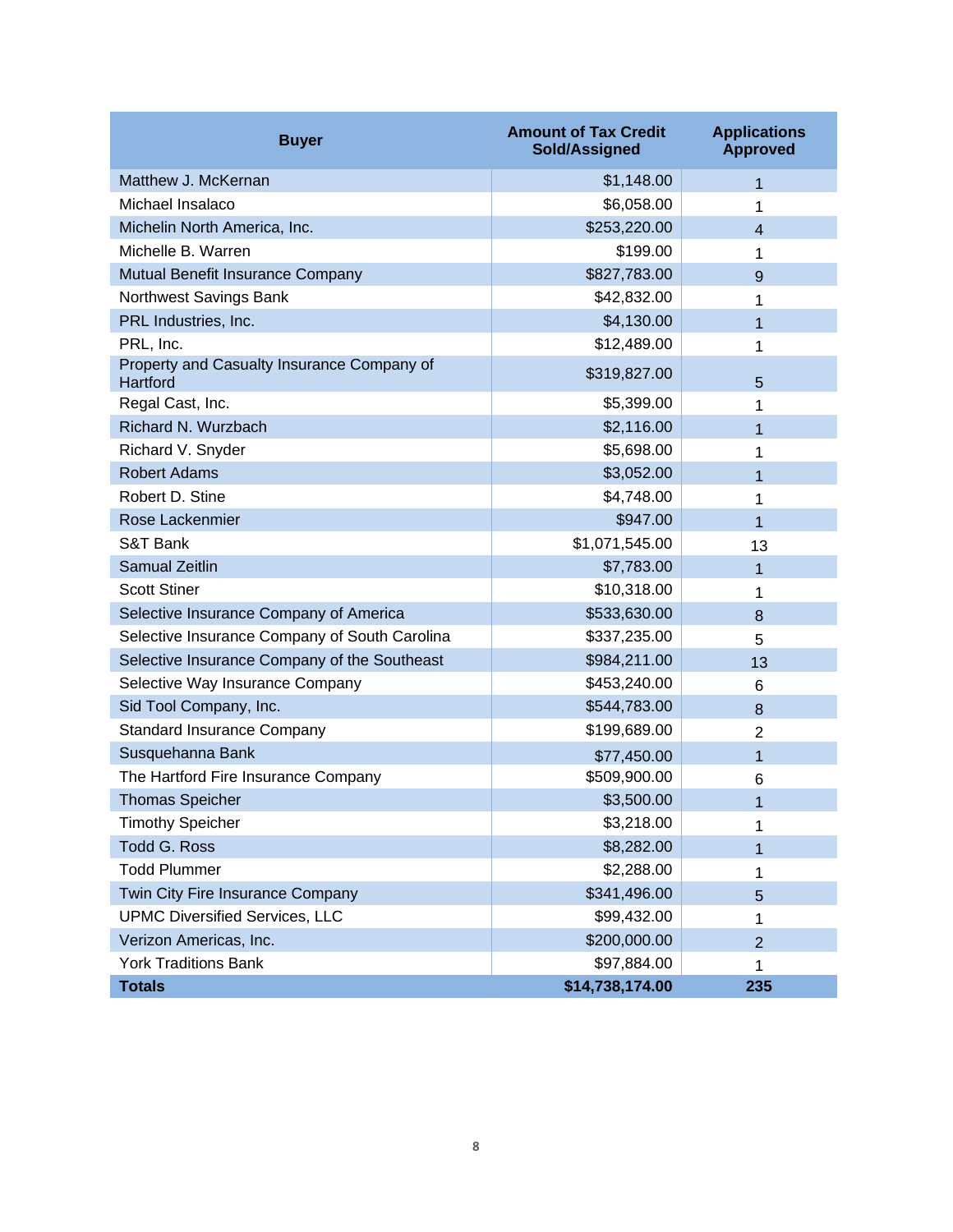| Buyer | Amount of Tax Credit Sold/Assigned | Applications Approved |
|---|---|---|
| Matthew J. McKernan | $1,148.00 | 1 |
| Michael Insalaco | $6,058.00 | 1 |
| Michelin North America, Inc. | $253,220.00 | 4 |
| Michelle B. Warren | $199.00 | 1 |
| Mutual Benefit Insurance Company | $827,783.00 | 9 |
| Northwest Savings Bank | $42,832.00 | 1 |
| PRL Industries, Inc. | $4,130.00 | 1 |
| PRL, Inc. | $12,489.00 | 1 |
| Property and Casualty Insurance Company of Hartford | $319,827.00 | 5 |
| Regal Cast, Inc. | $5,399.00 | 1 |
| Richard N. Wurzbach | $2,116.00 | 1 |
| Richard V. Snyder | $5,698.00 | 1 |
| Robert Adams | $3,052.00 | 1 |
| Robert D. Stine | $4,748.00 | 1 |
| Rose Lackenmier | $947.00 | 1 |
| S&T Bank | $1,071,545.00 | 13 |
| Samual Zeitlin | $7,783.00 | 1 |
| Scott Stiner | $10,318.00 | 1 |
| Selective Insurance Company of America | $533,630.00 | 8 |
| Selective Insurance Company of South Carolina | $337,235.00 | 5 |
| Selective Insurance Company of the Southeast | $984,211.00 | 13 |
| Selective Way Insurance Company | $453,240.00 | 6 |
| Sid Tool Company, Inc. | $544,783.00 | 8 |
| Standard Insurance Company | $199,689.00 | 2 |
| Susquehanna Bank | $77,450.00 | 1 |
| The Hartford Fire Insurance Company | $509,900.00 | 6 |
| Thomas Speicher | $3,500.00 | 1 |
| Timothy Speicher | $3,218.00 | 1 |
| Todd G. Ross | $8,282.00 | 1 |
| Todd Plummer | $2,288.00 | 1 |
| Twin City Fire Insurance Company | $341,496.00 | 5 |
| UPMC Diversified Services, LLC | $99,432.00 | 1 |
| Verizon Americas, Inc. | $200,000.00 | 2 |
| York Traditions Bank | $97,884.00 | 1 |
| **Totals** | **$14,738,174.00** | **235** |